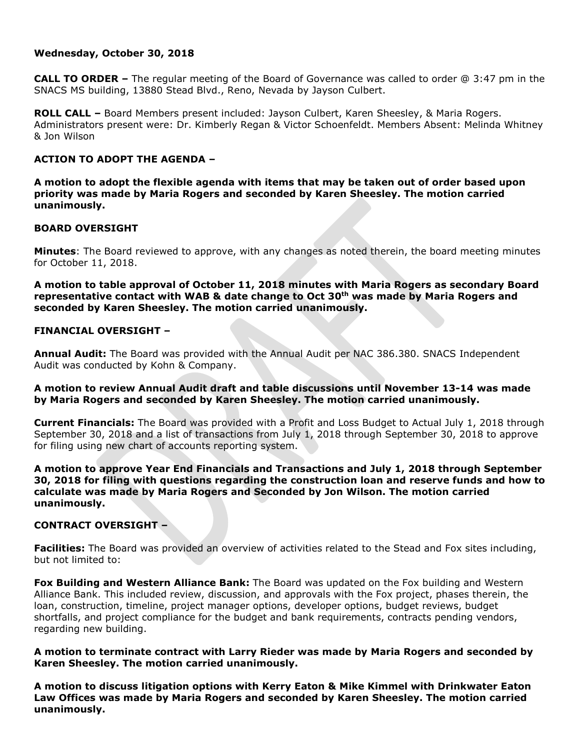**Wednesday, October 30, 2018**

**CALL TO ORDER –** The regular meeting of the Board of Governance was called to order @ 3:47 pm in the SNACS MS building, 13880 Stead Blvd., Reno, Nevada by Jayson Culbert.

**ROLL CALL –** Board Members present included: Jayson Culbert, Karen Sheesley, & Maria Rogers. Administrators present were: Dr. Kimberly Regan & Victor Schoenfeldt. Members Absent: Melinda Whitney & Jon Wilson

**ACTION TO ADOPT THE AGENDA –**

**A motion to adopt the flexible agenda with items that may be taken out of order based upon priority was made by Maria Rogers and seconded by Karen Sheesley. The motion carried unanimously.**

**BOARD OVERSIGHT**

**Minutes**: The Board reviewed to approve, with any changes as noted therein, the board meeting minutes for October 11, 2018.

**A motion to table approval of October 11, 2018 minutes with Maria Rogers as secondary Board representative contact with WAB & date change to Oct 30th was made by Maria Rogers and seconded by Karen Sheesley. The motion carried unanimously.**

**FINANCIAL OVERSIGHT –**

**Annual Audit:** The Board was provided with the Annual Audit per NAC 386.380. SNACS Independent Audit was conducted by Kohn & Company.

**A motion to review Annual Audit draft and table discussions until November 13-14 was made by Maria Rogers and seconded by Karen Sheesley. The motion carried unanimously.**

**Current Financials:** The Board was provided with a Profit and Loss Budget to Actual July 1, 2018 through September 30, 2018 and a list of transactions from July 1, 2018 through September 30, 2018 to approve for filing using new chart of accounts reporting system.

**A motion to approve Year End Financials and Transactions and July 1, 2018 through September 30, 2018 for filing with questions regarding the construction loan and reserve funds and how to calculate was made by Maria Rogers and Seconded by Jon Wilson. The motion carried unanimously.**

**CONTRACT OVERSIGHT –**

**Facilities:** The Board was provided an overview of activities related to the Stead and Fox sites including, but not limited to:

**Fox Building and Western Alliance Bank:** The Board was updated on the Fox building and Western Alliance Bank. This included review, discussion, and approvals with the Fox project, phases therein, the loan, construction, timeline, project manager options, developer options, budget reviews, budget shortfalls, and project compliance for the budget and bank requirements, contracts pending vendors, regarding new building.

**A motion to terminate contract with Larry Rieder was made by Maria Rogers and seconded by Karen Sheesley. The motion carried unanimously.**

**A motion to discuss litigation options with Kerry Eaton & Mike Kimmel with Drinkwater Eaton Law Offices was made by Maria Rogers and seconded by Karen Sheesley. The motion carried unanimously.**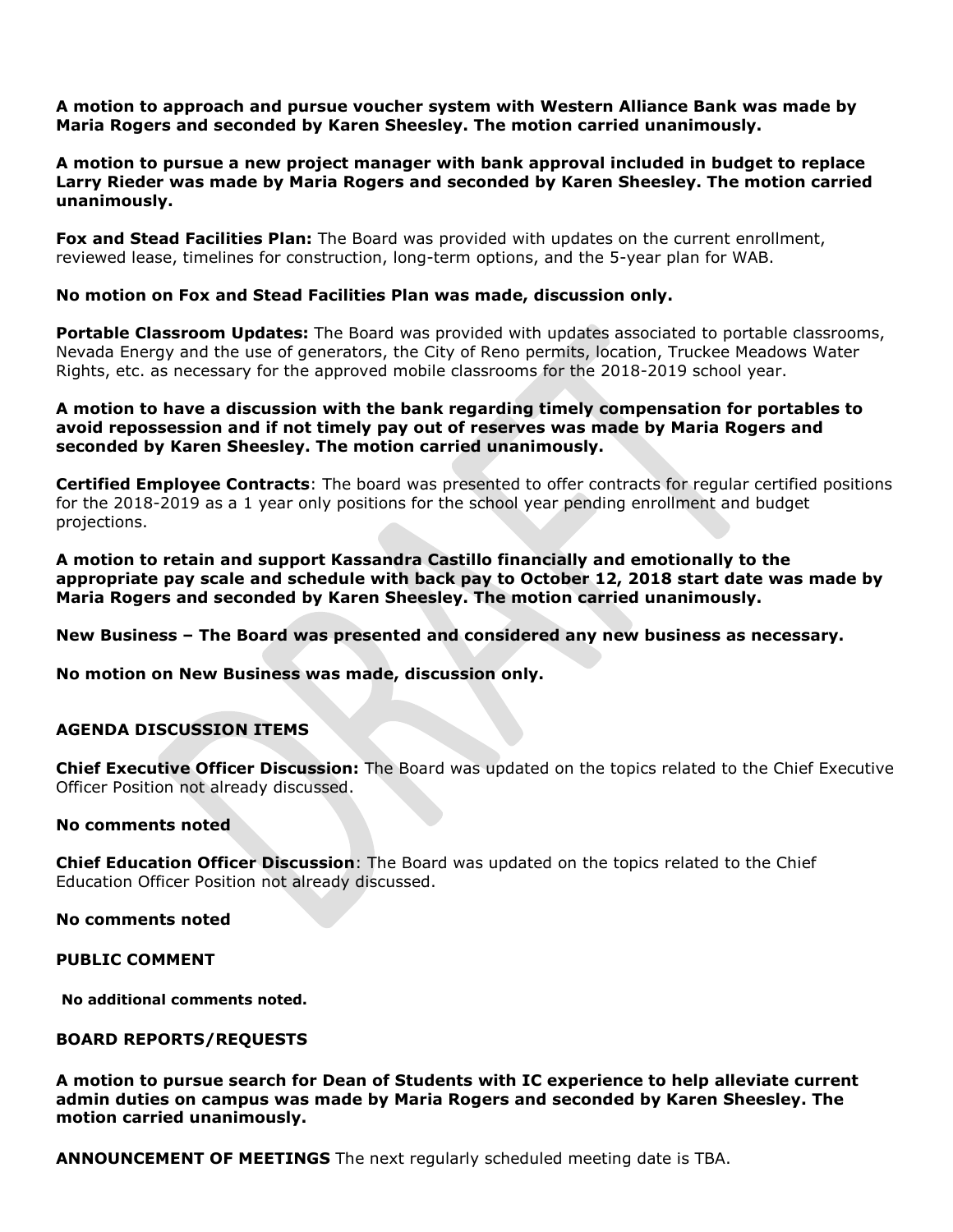**A motion to approach and pursue voucher system with Western Alliance Bank was made by Maria Rogers and seconded by Karen Sheesley. The motion carried unanimously.**

**A motion to pursue a new project manager with bank approval included in budget to replace Larry Rieder was made by Maria Rogers and seconded by Karen Sheesley. The motion carried unanimously.**

**Fox and Stead Facilities Plan:** The Board was provided with updates on the current enrollment, reviewed lease, timelines for construction, long-term options, and the 5-year plan for WAB.

**No motion on Fox and Stead Facilities Plan was made, discussion only.**

**Portable Classroom Updates:** The Board was provided with updates associated to portable classrooms, Nevada Energy and the use of generators, the City of Reno permits, location, Truckee Meadows Water Rights, etc. as necessary for the approved mobile classrooms for the 2018-2019 school year.

**A motion to have a discussion with the bank regarding timely compensation for portables to avoid repossession and if not timely pay out of reserves was made by Maria Rogers and seconded by Karen Sheesley. The motion carried unanimously.**

**Certified Employee Contracts**: The board was presented to offer contracts for regular certified positions for the 2018-2019 as a 1 year only positions for the school year pending enrollment and budget projections.

**A motion to retain and support Kassandra Castillo financially and emotionally to the appropriate pay scale and schedule with back pay to October 12, 2018 start date was made by Maria Rogers and seconded by Karen Sheesley. The motion carried unanimously.**

**New Business – The Board was presented and considered any new business as necessary.**

**No motion on New Business was made, discussion only.**

**AGENDA DISCUSSION ITEMS**

**Chief Executive Officer Discussion:** The Board was updated on the topics related to the Chief Executive Officer Position not already discussed.

**No comments noted**

**Chief Education Officer Discussion**: The Board was updated on the topics related to the Chief Education Officer Position not already discussed.

**No comments noted**

**PUBLIC COMMENT**

**No additional comments noted.**

**BOARD REPORTS/REQUESTS**

**A motion to pursue search for Dean of Students with IC experience to help alleviate current admin duties on campus was made by Maria Rogers and seconded by Karen Sheesley. The motion carried unanimously.**

**ANNOUNCEMENT OF MEETINGS** The next regularly scheduled meeting date is TBA.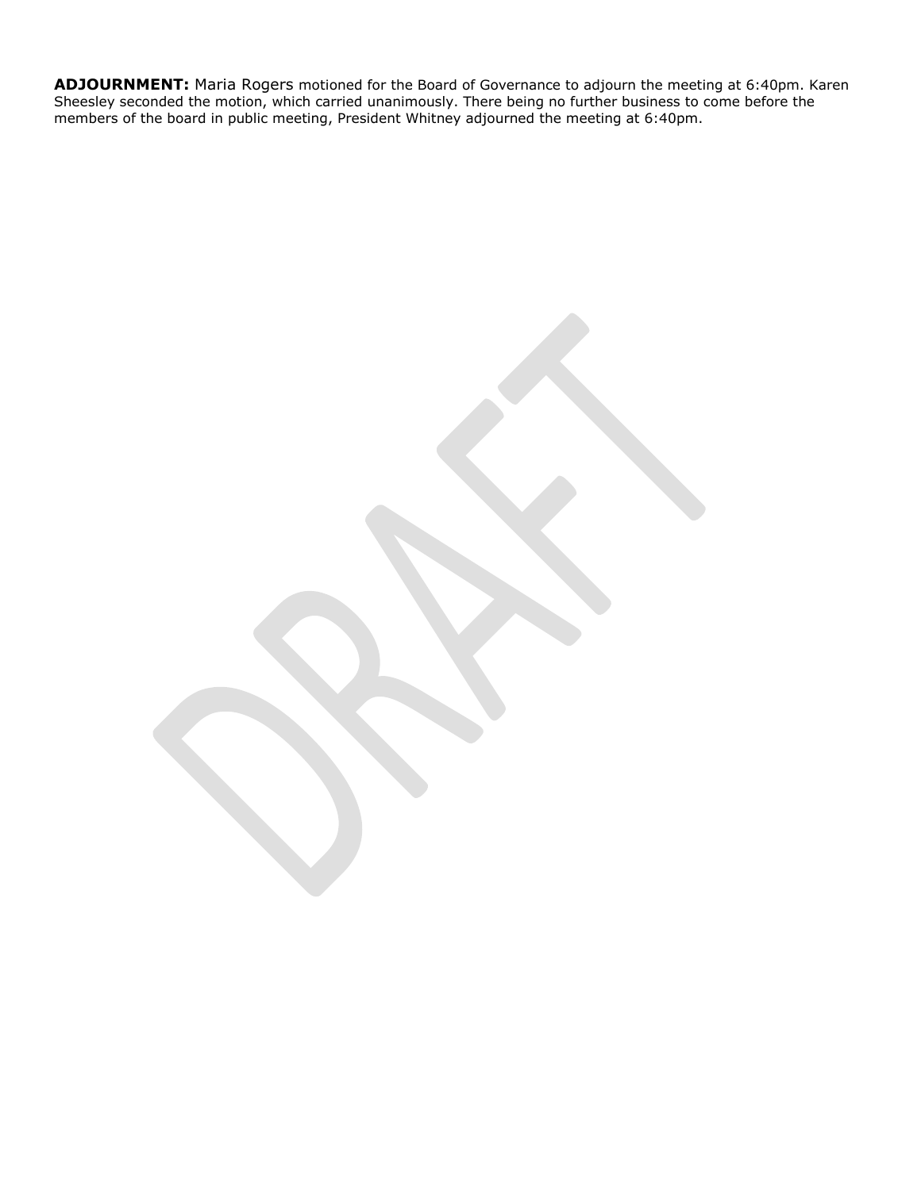**ADJOURNMENT:** Maria Rogers motioned for the Board of Governance to adjourn the meeting at 6:40pm. Karen Sheesley seconded the motion, which carried unanimously. There being no further business to come before the members of the board in public meeting, President Whitney adjourned the meeting at 6:40pm.